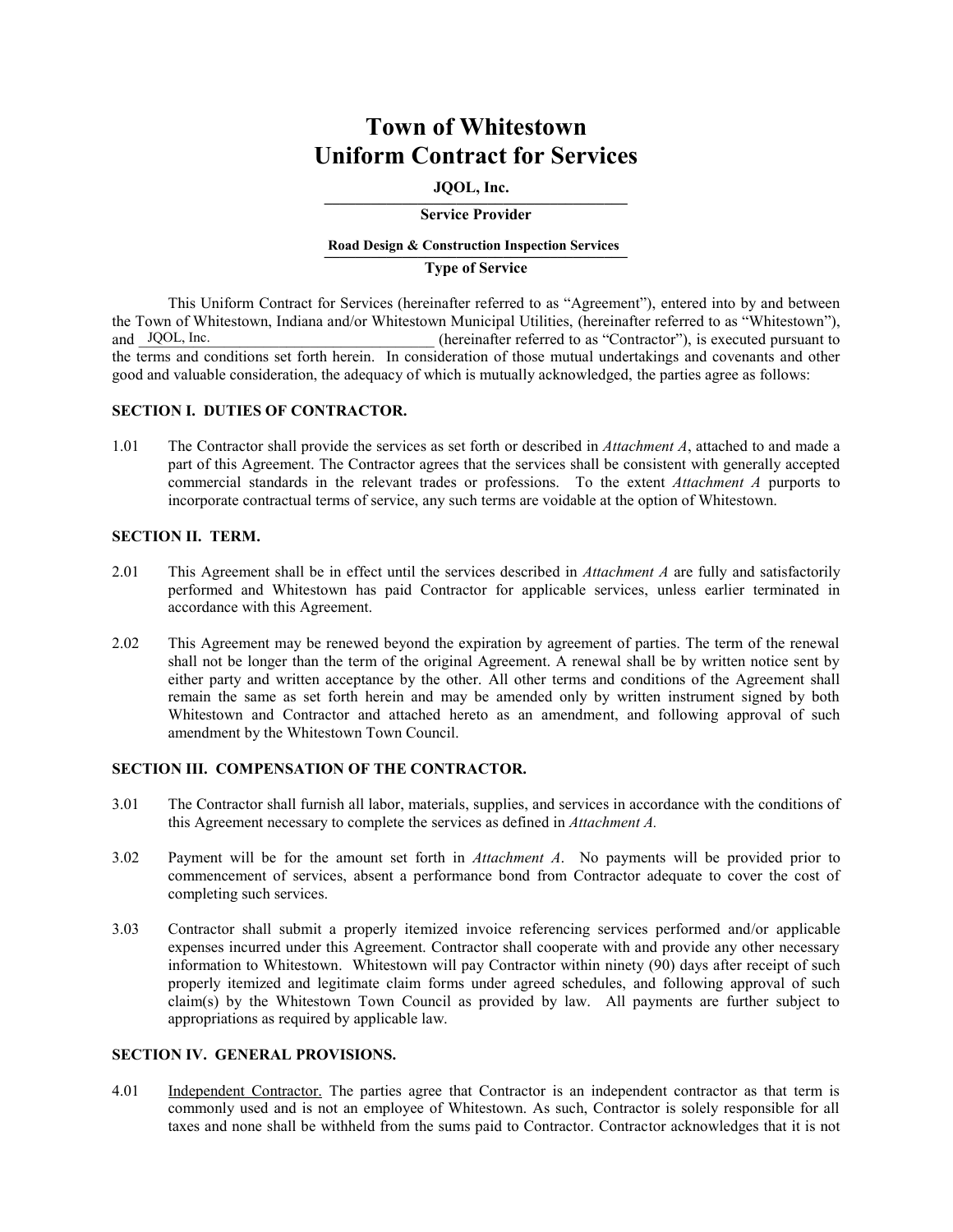# Town of Whitestown
# Uniform Contract for Services

**JQOL, Inc.**

**Service Provider**

**Road Design & Construction Inspection Services**

**Type of Service**

This Uniform Contract for Services (hereinafter referred to as "Agreement"), entered into by and between the Town of Whitestown, Indiana and/or Whitestown Municipal Utilities, (hereinafter referred to as "Whitestown"), and JQOL, Inc. (hereinafter referred to as "Contractor"), is executed pursuant to the terms and conditions set forth herein. In consideration of those mutual undertakings and covenants and other good and valuable consideration, the adequacy of which is mutually acknowledged, the parties agree as follows:

## SECTION I. DUTIES OF CONTRACTOR.

1.01 The Contractor shall provide the services as set forth or described in *Attachment A*, attached to and made a part of this Agreement. The Contractor agrees that the services shall be consistent with generally accepted commercial standards in the relevant trades or professions. To the extent *Attachment A* purports to incorporate contractual terms of service, any such terms are voidable at the option of Whitestown.

## SECTION II. TERM.

2.01 This Agreement shall be in effect until the services described in *Attachment A* are fully and satisfactorily performed and Whitestown has paid Contractor for applicable services, unless earlier terminated in accordance with this Agreement.

2.02 This Agreement may be renewed beyond the expiration by agreement of parties. The term of the renewal shall not be longer than the term of the original Agreement. A renewal shall be by written notice sent by either party and written acceptance by the other. All other terms and conditions of the Agreement shall remain the same as set forth herein and may be amended only by written instrument signed by both Whitestown and Contractor and attached hereto as an amendment, and following approval of such amendment by the Whitestown Town Council.

## SECTION III. COMPENSATION OF THE CONTRACTOR.

3.01 The Contractor shall furnish all labor, materials, supplies, and services in accordance with the conditions of this Agreement necessary to complete the services as defined in *Attachment A.*

3.02 Payment will be for the amount set forth in *Attachment A*. No payments will be provided prior to commencement of services, absent a performance bond from Contractor adequate to cover the cost of completing such services.

3.03 Contractor shall submit a properly itemized invoice referencing services performed and/or applicable expenses incurred under this Agreement. Contractor shall cooperate with and provide any other necessary information to Whitestown. Whitestown will pay Contractor within ninety (90) days after receipt of such properly itemized and legitimate claim forms under agreed schedules, and following approval of such claim(s) by the Whitestown Town Council as provided by law. All payments are further subject to appropriations as required by applicable law.

## SECTION IV. GENERAL PROVISIONS.

4.01 Independent Contractor. The parties agree that Contractor is an independent contractor as that term is commonly used and is not an employee of Whitestown. As such, Contractor is solely responsible for all taxes and none shall be withheld from the sums paid to Contractor. Contractor acknowledges that it is not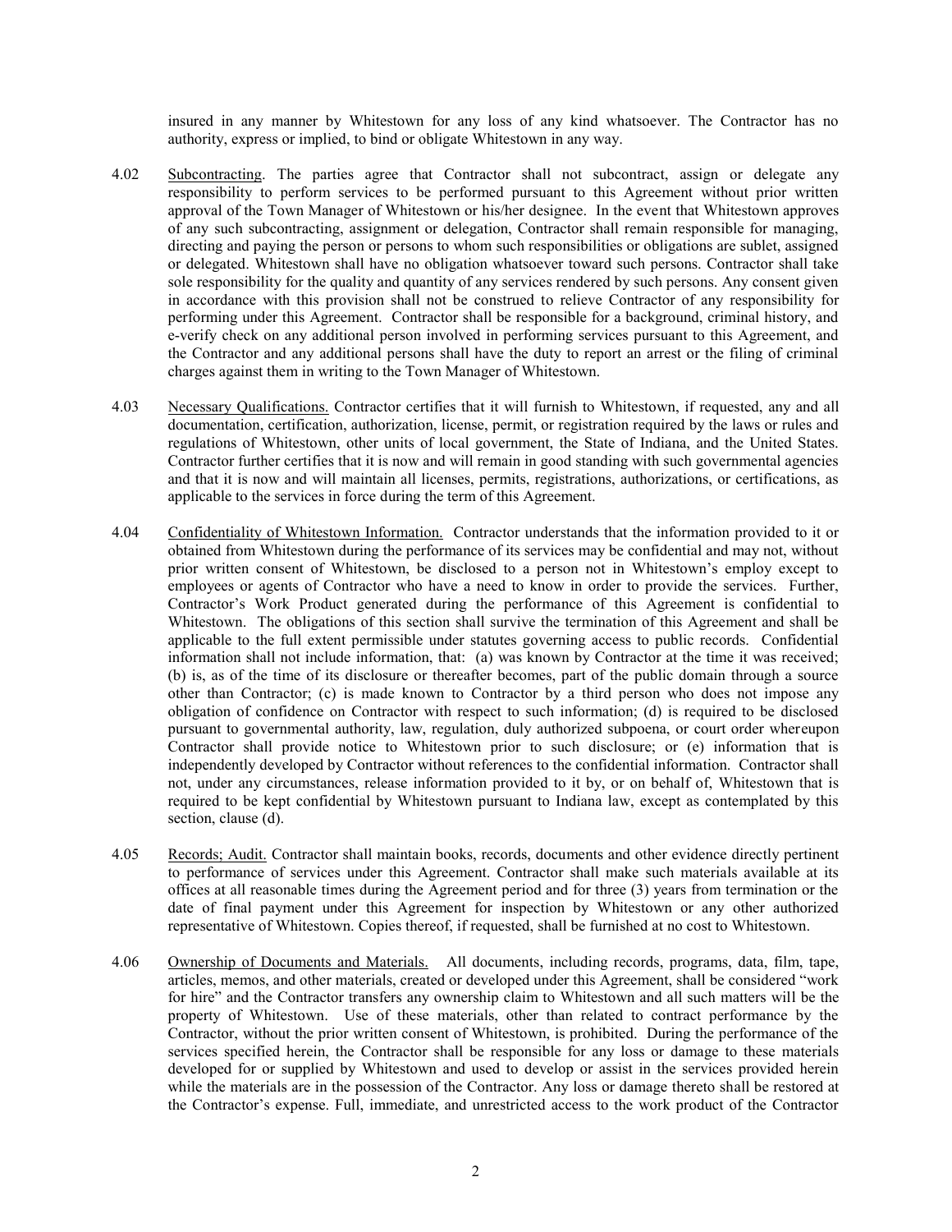insured in any manner by Whitestown for any loss of any kind whatsoever. The Contractor has no authority, express or implied, to bind or obligate Whitestown in any way.

4.02 Subcontracting. The parties agree that Contractor shall not subcontract, assign or delegate any responsibility to perform services to be performed pursuant to this Agreement without prior written approval of the Town Manager of Whitestown or his/her designee. In the event that Whitestown approves of any such subcontracting, assignment or delegation, Contractor shall remain responsible for managing, directing and paying the person or persons to whom such responsibilities or obligations are sublet, assigned or delegated. Whitestown shall have no obligation whatsoever toward such persons. Contractor shall take sole responsibility for the quality and quantity of any services rendered by such persons. Any consent given in accordance with this provision shall not be construed to relieve Contractor of any responsibility for performing under this Agreement. Contractor shall be responsible for a background, criminal history, and e-verify check on any additional person involved in performing services pursuant to this Agreement, and the Contractor and any additional persons shall have the duty to report an arrest or the filing of criminal charges against them in writing to the Town Manager of Whitestown.

4.03 Necessary Qualifications. Contractor certifies that it will furnish to Whitestown, if requested, any and all documentation, certification, authorization, license, permit, or registration required by the laws or rules and regulations of Whitestown, other units of local government, the State of Indiana, and the United States. Contractor further certifies that it is now and will remain in good standing with such governmental agencies and that it is now and will maintain all licenses, permits, registrations, authorizations, or certifications, as applicable to the services in force during the term of this Agreement.

4.04 Confidentiality of Whitestown Information. Contractor understands that the information provided to it or obtained from Whitestown during the performance of its services may be confidential and may not, without prior written consent of Whitestown, be disclosed to a person not in Whitestown's employ except to employees or agents of Contractor who have a need to know in order to provide the services. Further, Contractor's Work Product generated during the performance of this Agreement is confidential to Whitestown. The obligations of this section shall survive the termination of this Agreement and shall be applicable to the full extent permissible under statutes governing access to public records. Confidential information shall not include information, that: (a) was known by Contractor at the time it was received; (b) is, as of the time of its disclosure or thereafter becomes, part of the public domain through a source other than Contractor; (c) is made known to Contractor by a third person who does not impose any obligation of confidence on Contractor with respect to such information; (d) is required to be disclosed pursuant to governmental authority, law, regulation, duly authorized subpoena, or court order whereupon Contractor shall provide notice to Whitestown prior to such disclosure; or (e) information that is independently developed by Contractor without references to the confidential information. Contractor shall not, under any circumstances, release information provided to it by, or on behalf of, Whitestown that is required to be kept confidential by Whitestown pursuant to Indiana law, except as contemplated by this section, clause (d).

4.05 Records; Audit. Contractor shall maintain books, records, documents and other evidence directly pertinent to performance of services under this Agreement. Contractor shall make such materials available at its offices at all reasonable times during the Agreement period and for three (3) years from termination or the date of final payment under this Agreement for inspection by Whitestown or any other authorized representative of Whitestown. Copies thereof, if requested, shall be furnished at no cost to Whitestown.

4.06 Ownership of Documents and Materials. All documents, including records, programs, data, film, tape, articles, memos, and other materials, created or developed under this Agreement, shall be considered "work for hire" and the Contractor transfers any ownership claim to Whitestown and all such matters will be the property of Whitestown. Use of these materials, other than related to contract performance by the Contractor, without the prior written consent of Whitestown, is prohibited. During the performance of the services specified herein, the Contractor shall be responsible for any loss or damage to these materials developed for or supplied by Whitestown and used to develop or assist in the services provided herein while the materials are in the possession of the Contractor. Any loss or damage thereto shall be restored at the Contractor's expense. Full, immediate, and unrestricted access to the work product of the Contractor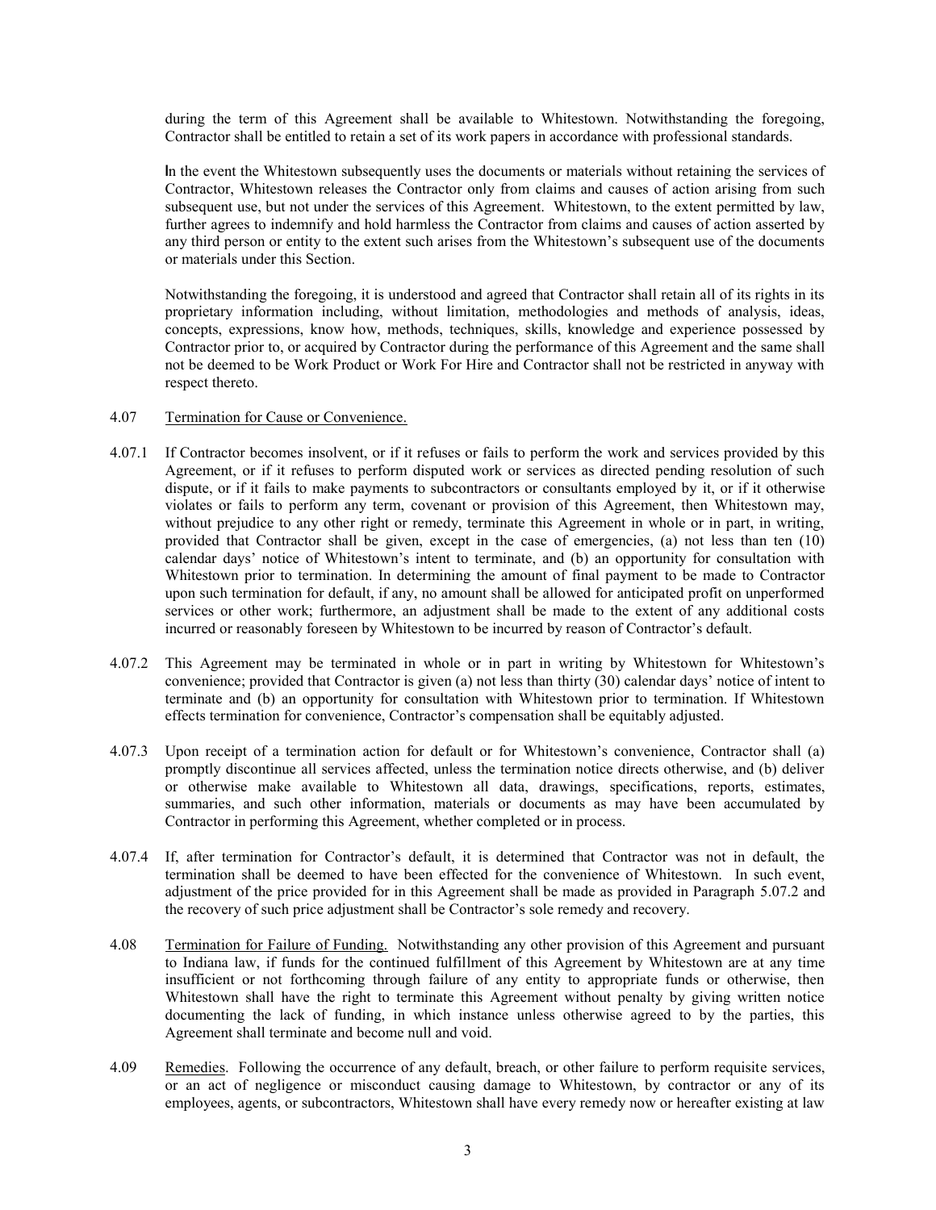during the term of this Agreement shall be available to Whitestown. Notwithstanding the foregoing, Contractor shall be entitled to retain a set of its work papers in accordance with professional standards.

In the event the Whitestown subsequently uses the documents or materials without retaining the services of Contractor, Whitestown releases the Contractor only from claims and causes of action arising from such subsequent use, but not under the services of this Agreement. Whitestown, to the extent permitted by law, further agrees to indemnify and hold harmless the Contractor from claims and causes of action asserted by any third person or entity to the extent such arises from the Whitestown's subsequent use of the documents or materials under this Section.

Notwithstanding the foregoing, it is understood and agreed that Contractor shall retain all of its rights in its proprietary information including, without limitation, methodologies and methods of analysis, ideas, concepts, expressions, know how, methods, techniques, skills, knowledge and experience possessed by Contractor prior to, or acquired by Contractor during the performance of this Agreement and the same shall not be deemed to be Work Product or Work For Hire and Contractor shall not be restricted in anyway with respect thereto.

4.07 Termination for Cause or Convenience.

4.07.1 If Contractor becomes insolvent, or if it refuses or fails to perform the work and services provided by this Agreement, or if it refuses to perform disputed work or services as directed pending resolution of such dispute, or if it fails to make payments to subcontractors or consultants employed by it, or if it otherwise violates or fails to perform any term, covenant or provision of this Agreement, then Whitestown may, without prejudice to any other right or remedy, terminate this Agreement in whole or in part, in writing, provided that Contractor shall be given, except in the case of emergencies, (a) not less than ten (10) calendar days' notice of Whitestown's intent to terminate, and (b) an opportunity for consultation with Whitestown prior to termination. In determining the amount of final payment to be made to Contractor upon such termination for default, if any, no amount shall be allowed for anticipated profit on unperformed services or other work; furthermore, an adjustment shall be made to the extent of any additional costs incurred or reasonably foreseen by Whitestown to be incurred by reason of Contractor's default.

4.07.2 This Agreement may be terminated in whole or in part in writing by Whitestown for Whitestown's convenience; provided that Contractor is given (a) not less than thirty (30) calendar days' notice of intent to terminate and (b) an opportunity for consultation with Whitestown prior to termination. If Whitestown effects termination for convenience, Contractor's compensation shall be equitably adjusted.

4.07.3 Upon receipt of a termination action for default or for Whitestown's convenience, Contractor shall (a) promptly discontinue all services affected, unless the termination notice directs otherwise, and (b) deliver or otherwise make available to Whitestown all data, drawings, specifications, reports, estimates, summaries, and such other information, materials or documents as may have been accumulated by Contractor in performing this Agreement, whether completed or in process.

4.07.4 If, after termination for Contractor's default, it is determined that Contractor was not in default, the termination shall be deemed to have been effected for the convenience of Whitestown. In such event, adjustment of the price provided for in this Agreement shall be made as provided in Paragraph 5.07.2 and the recovery of such price adjustment shall be Contractor's sole remedy and recovery.

4.08 Termination for Failure of Funding. Notwithstanding any other provision of this Agreement and pursuant to Indiana law, if funds for the continued fulfillment of this Agreement by Whitestown are at any time insufficient or not forthcoming through failure of any entity to appropriate funds or otherwise, then Whitestown shall have the right to terminate this Agreement without penalty by giving written notice documenting the lack of funding, in which instance unless otherwise agreed to by the parties, this Agreement shall terminate and become null and void.

4.09 Remedies. Following the occurrence of any default, breach, or other failure to perform requisite services, or an act of negligence or misconduct causing damage to Whitestown, by contractor or any of its employees, agents, or subcontractors, Whitestown shall have every remedy now or hereafter existing at law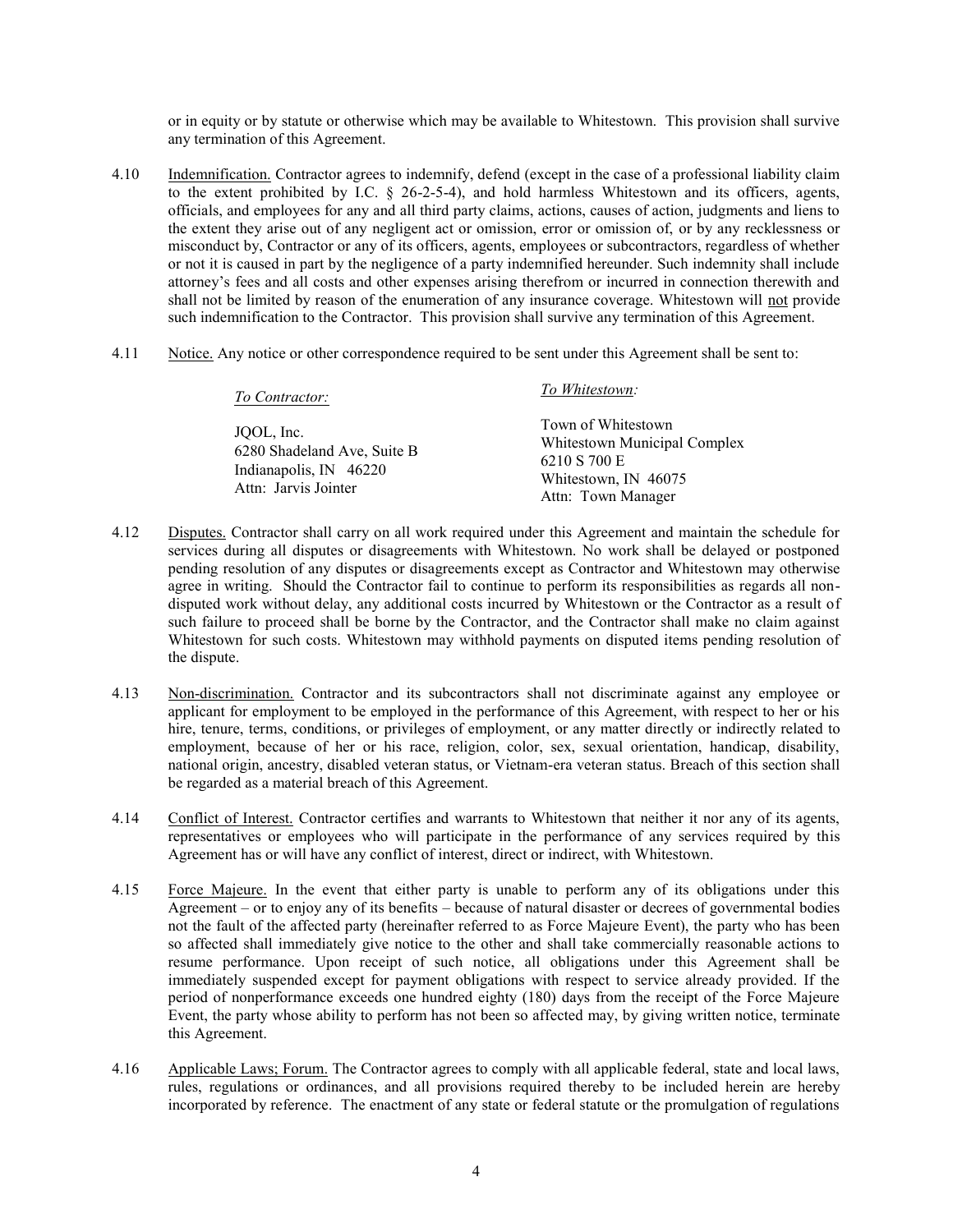or in equity or by statute or otherwise which may be available to Whitestown. This provision shall survive any termination of this Agreement.

4.10 Indemnification. Contractor agrees to indemnify, defend (except in the case of a professional liability claim to the extent prohibited by I.C. § 26-2-5-4), and hold harmless Whitestown and its officers, agents, officials, and employees for any and all third party claims, actions, causes of action, judgments and liens to the extent they arise out of any negligent act or omission, error or omission of, or by any recklessness or misconduct by, Contractor or any of its officers, agents, employees or subcontractors, regardless of whether or not it is caused in part by the negligence of a party indemnified hereunder. Such indemnity shall include attorney's fees and all costs and other expenses arising therefrom or incurred in connection therewith and shall not be limited by reason of the enumeration of any insurance coverage. Whitestown will not provide such indemnification to the Contractor. This provision shall survive any termination of this Agreement.

4.11 Notice. Any notice or other correspondence required to be sent under this Agreement shall be sent to:

*To Contractor:*

JQOL, Inc.
6280 Shadeland Ave, Suite B
Indianapolis, IN 46220
Attn: Jarvis Jointer

*To Whitestown:*

Town of Whitestown
Whitestown Municipal Complex
6210 S 700 E
Whitestown, IN 46075
Attn: Town Manager

4.12 Disputes. Contractor shall carry on all work required under this Agreement and maintain the schedule for services during all disputes or disagreements with Whitestown. No work shall be delayed or postponed pending resolution of any disputes or disagreements except as Contractor and Whitestown may otherwise agree in writing. Should the Contractor fail to continue to perform its responsibilities as regards all non-disputed work without delay, any additional costs incurred by Whitestown or the Contractor as a result of such failure to proceed shall be borne by the Contractor, and the Contractor shall make no claim against Whitestown for such costs. Whitestown may withhold payments on disputed items pending resolution of the dispute.

4.13 Non-discrimination. Contractor and its subcontractors shall not discriminate against any employee or applicant for employment to be employed in the performance of this Agreement, with respect to her or his hire, tenure, terms, conditions, or privileges of employment, or any matter directly or indirectly related to employment, because of her or his race, religion, color, sex, sexual orientation, handicap, disability, national origin, ancestry, disabled veteran status, or Vietnam-era veteran status. Breach of this section shall be regarded as a material breach of this Agreement.

4.14 Conflict of Interest. Contractor certifies and warrants to Whitestown that neither it nor any of its agents, representatives or employees who will participate in the performance of any services required by this Agreement has or will have any conflict of interest, direct or indirect, with Whitestown.

4.15 Force Majeure. In the event that either party is unable to perform any of its obligations under this Agreement – or to enjoy any of its benefits – because of natural disaster or decrees of governmental bodies not the fault of the affected party (hereinafter referred to as Force Majeure Event), the party who has been so affected shall immediately give notice to the other and shall take commercially reasonable actions to resume performance. Upon receipt of such notice, all obligations under this Agreement shall be immediately suspended except for payment obligations with respect to service already provided. If the period of nonperformance exceeds one hundred eighty (180) days from the receipt of the Force Majeure Event, the party whose ability to perform has not been so affected may, by giving written notice, terminate this Agreement.

4.16 Applicable Laws; Forum. The Contractor agrees to comply with all applicable federal, state and local laws, rules, regulations or ordinances, and all provisions required thereby to be included herein are hereby incorporated by reference. The enactment of any state or federal statute or the promulgation of regulations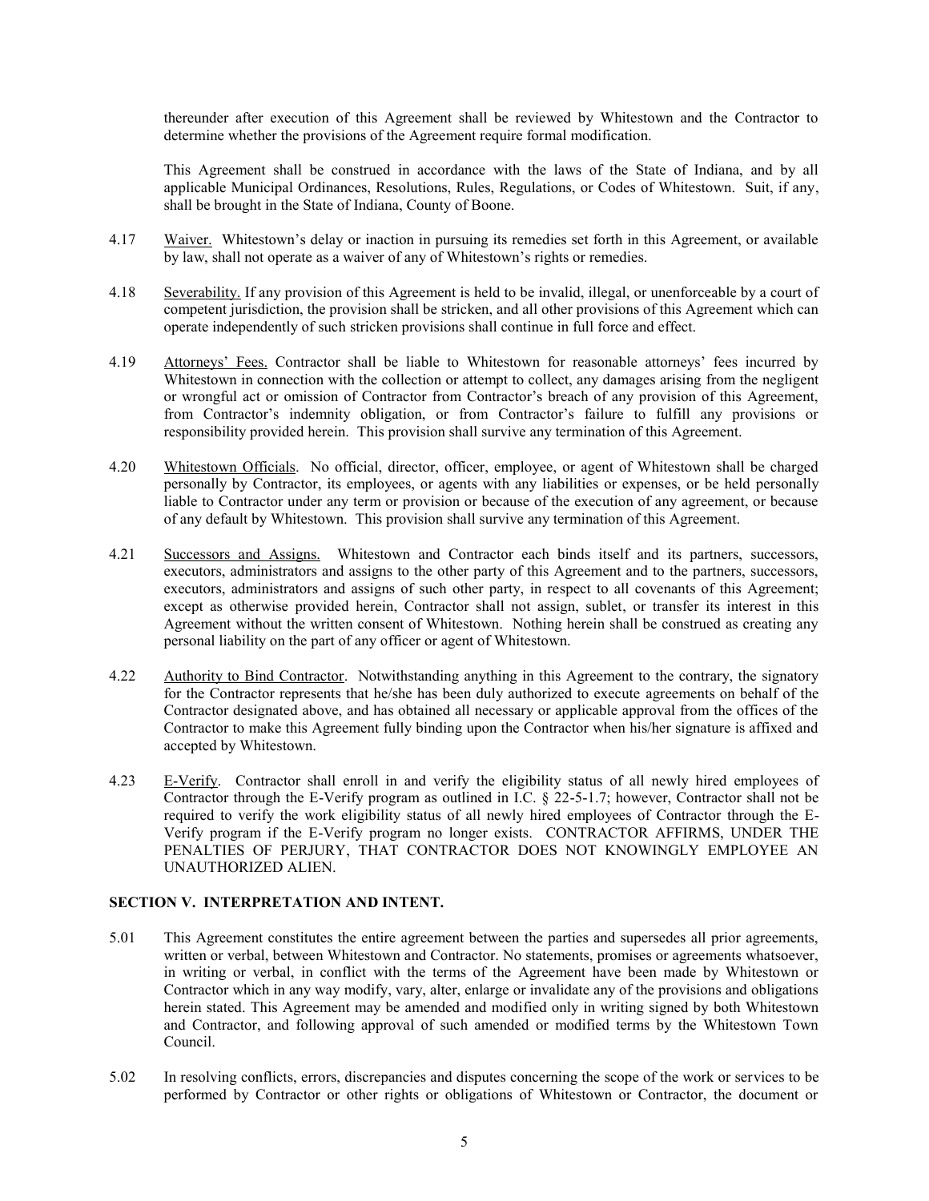thereunder after execution of this Agreement shall be reviewed by Whitestown and the Contractor to determine whether the provisions of the Agreement require formal modification.

This Agreement shall be construed in accordance with the laws of the State of Indiana, and by all applicable Municipal Ordinances, Resolutions, Rules, Regulations, or Codes of Whitestown. Suit, if any, shall be brought in the State of Indiana, County of Boone.

4.17 Waiver. Whitestown's delay or inaction in pursuing its remedies set forth in this Agreement, or available by law, shall not operate as a waiver of any of Whitestown's rights or remedies.

4.18 Severability. If any provision of this Agreement is held to be invalid, illegal, or unenforceable by a court of competent jurisdiction, the provision shall be stricken, and all other provisions of this Agreement which can operate independently of such stricken provisions shall continue in full force and effect.

4.19 Attorneys' Fees. Contractor shall be liable to Whitestown for reasonable attorneys' fees incurred by Whitestown in connection with the collection or attempt to collect, any damages arising from the negligent or wrongful act or omission of Contractor from Contractor's breach of any provision of this Agreement, from Contractor's indemnity obligation, or from Contractor's failure to fulfill any provisions or responsibility provided herein. This provision shall survive any termination of this Agreement.

4.20 Whitestown Officials. No official, director, officer, employee, or agent of Whitestown shall be charged personally by Contractor, its employees, or agents with any liabilities or expenses, or be held personally liable to Contractor under any term or provision or because of the execution of any agreement, or because of any default by Whitestown. This provision shall survive any termination of this Agreement.

4.21 Successors and Assigns. Whitestown and Contractor each binds itself and its partners, successors, executors, administrators and assigns to the other party of this Agreement and to the partners, successors, executors, administrators and assigns of such other party, in respect to all covenants of this Agreement; except as otherwise provided herein, Contractor shall not assign, sublet, or transfer its interest in this Agreement without the written consent of Whitestown. Nothing herein shall be construed as creating any personal liability on the part of any officer or agent of Whitestown.

4.22 Authority to Bind Contractor. Notwithstanding anything in this Agreement to the contrary, the signatory for the Contractor represents that he/she has been duly authorized to execute agreements on behalf of the Contractor designated above, and has obtained all necessary or applicable approval from the offices of the Contractor to make this Agreement fully binding upon the Contractor when his/her signature is affixed and accepted by Whitestown.

4.23 E-Verify. Contractor shall enroll in and verify the eligibility status of all newly hired employees of Contractor through the E-Verify program as outlined in I.C. § 22-5-1.7; however, Contractor shall not be required to verify the work eligibility status of all newly hired employees of Contractor through the E-Verify program if the E-Verify program no longer exists. CONTRACTOR AFFIRMS, UNDER THE PENALTIES OF PERJURY, THAT CONTRACTOR DOES NOT KNOWINGLY EMPLOYEE AN UNAUTHORIZED ALIEN.

**SECTION V. INTERPRETATION AND INTENT.**

5.01 This Agreement constitutes the entire agreement between the parties and supersedes all prior agreements, written or verbal, between Whitestown and Contractor. No statements, promises or agreements whatsoever, in writing or verbal, in conflict with the terms of the Agreement have been made by Whitestown or Contractor which in any way modify, vary, alter, enlarge or invalidate any of the provisions and obligations herein stated. This Agreement may be amended and modified only in writing signed by both Whitestown and Contractor, and following approval of such amended or modified terms by the Whitestown Town Council.

5.02 In resolving conflicts, errors, discrepancies and disputes concerning the scope of the work or services to be performed by Contractor or other rights or obligations of Whitestown or Contractor, the document or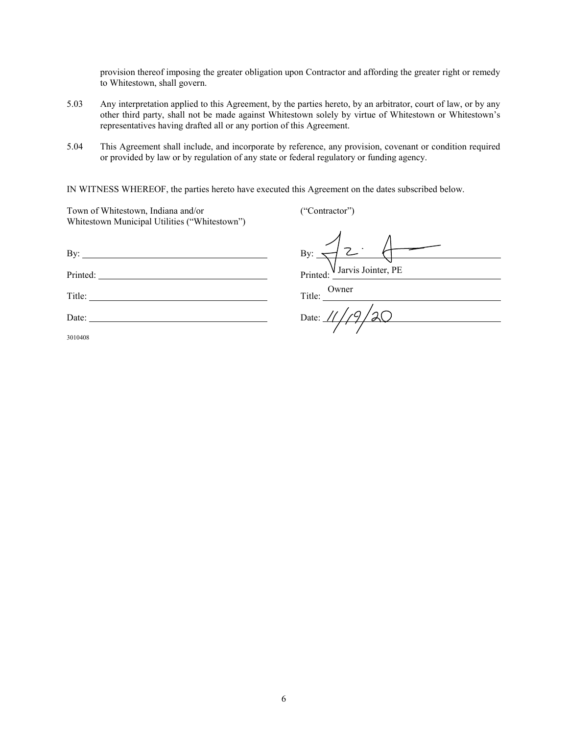provision thereof imposing the greater obligation upon Contractor and affording the greater right or remedy to Whitestown, shall govern.

5.03 Any interpretation applied to this Agreement, by the parties hereto, by an arbitrator, court of law, or by any other third party, shall not be made against Whitestown solely by virtue of Whitestown or Whitestown's representatives having drafted all or any portion of this Agreement.

5.04 This Agreement shall include, and incorporate by reference, any provision, covenant or condition required or provided by law or by regulation of any state or federal regulatory or funding agency.

IN WITNESS WHEREOF, the parties hereto have executed this Agreement on the dates subscribed below.

| Town of Whitestown, Indiana and/or Whitestown Municipal Utilities ("Whitestown") | ("Contractor") |
|---|---|
| By: | By: [signature] |
| Printed: | Printed: Jarvis Jointer, PE |
| Title: | Title: Owner |
| Date: | Date: 11/19/20 |

3010408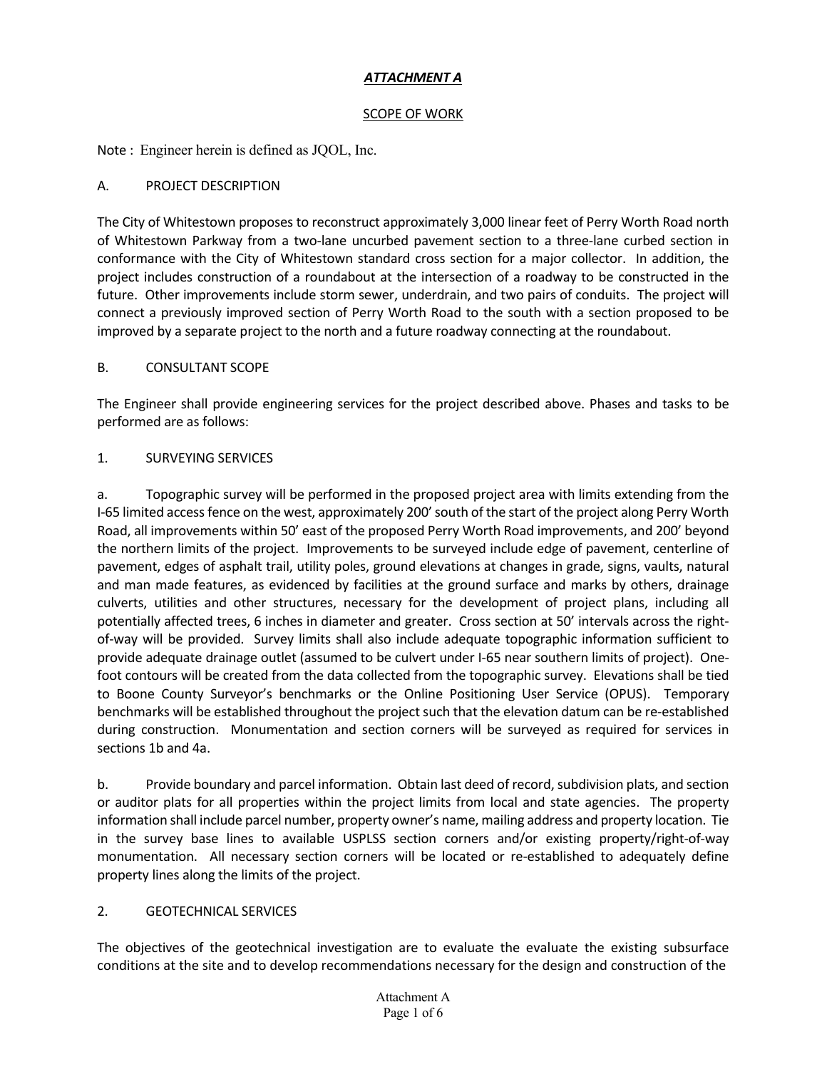***ATTACHMENT A***

SCOPE OF WORK

Note : Engineer herein is defined as JQOL, Inc.

A. PROJECT DESCRIPTION

The City of Whitestown proposes to reconstruct approximately 3,000 linear feet of Perry Worth Road north of Whitestown Parkway from a two-lane uncurbed pavement section to a three-lane curbed section in conformance with the City of Whitestown standard cross section for a major collector. In addition, the project includes construction of a roundabout at the intersection of a roadway to be constructed in the future. Other improvements include storm sewer, underdrain, and two pairs of conduits. The project will connect a previously improved section of Perry Worth Road to the south with a section proposed to be improved by a separate project to the north and a future roadway connecting at the roundabout.

B. CONSULTANT SCOPE

The Engineer shall provide engineering services for the project described above. Phases and tasks to be performed are as follows:

1. SURVEYING SERVICES

a. Topographic survey will be performed in the proposed project area with limits extending from the I-65 limited access fence on the west, approximately 200' south of the start of the project along Perry Worth Road, all improvements within 50' east of the proposed Perry Worth Road improvements, and 200' beyond the northern limits of the project. Improvements to be surveyed include edge of pavement, centerline of pavement, edges of asphalt trail, utility poles, ground elevations at changes in grade, signs, vaults, natural and man made features, as evidenced by facilities at the ground surface and marks by others, drainage culverts, utilities and other structures, necessary for the development of project plans, including all potentially affected trees, 6 inches in diameter and greater. Cross section at 50' intervals across the right-of-way will be provided. Survey limits shall also include adequate topographic information sufficient to provide adequate drainage outlet (assumed to be culvert under I-65 near southern limits of project). One-foot contours will be created from the data collected from the topographic survey. Elevations shall be tied to Boone County Surveyor's benchmarks or the Online Positioning User Service (OPUS). Temporary benchmarks will be established throughout the project such that the elevation datum can be re-established during construction. Monumentation and section corners will be surveyed as required for services in sections 1b and 4a.

b. Provide boundary and parcel information. Obtain last deed of record, subdivision plats, and section or auditor plats for all properties within the project limits from local and state agencies. The property information shall include parcel number, property owner's name, mailing address and property location. Tie in the survey base lines to available USPLSS section corners and/or existing property/right-of-way monumentation. All necessary section corners will be located or re-established to adequately define property lines along the limits of the project.

2. GEOTECHNICAL SERVICES

The objectives of the geotechnical investigation are to evaluate the evaluate the existing subsurface conditions at the site and to develop recommendations necessary for the design and construction of the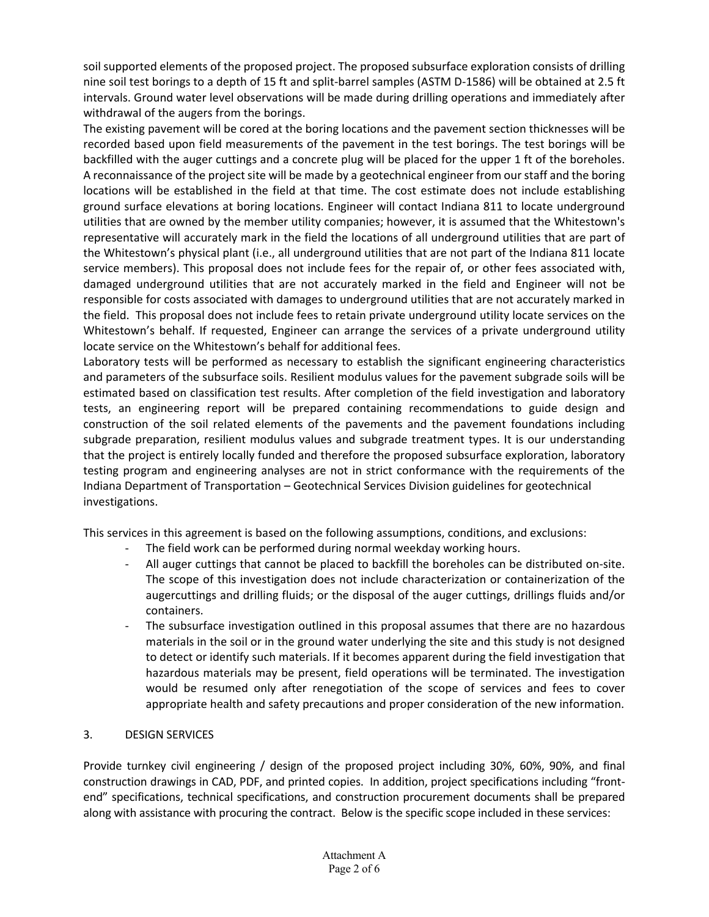soil supported elements of the proposed project. The proposed subsurface exploration consists of drilling nine soil test borings to a depth of 15 ft and split-barrel samples (ASTM D-1586) will be obtained at 2.5 ft intervals. Ground water level observations will be made during drilling operations and immediately after withdrawal of the augers from the borings.

The existing pavement will be cored at the boring locations and the pavement section thicknesses will be recorded based upon field measurements of the pavement in the test borings. The test borings will be backfilled with the auger cuttings and a concrete plug will be placed for the upper 1 ft of the boreholes. A reconnaissance of the project site will be made by a geotechnical engineer from our staff and the boring locations will be established in the field at that time. The cost estimate does not include establishing ground surface elevations at boring locations. Engineer will contact Indiana 811 to locate underground utilities that are owned by the member utility companies; however, it is assumed that the Whitestown's representative will accurately mark in the field the locations of all underground utilities that are part of the Whitestown's physical plant (i.e., all underground utilities that are not part of the Indiana 811 locate service members). This proposal does not include fees for the repair of, or other fees associated with, damaged underground utilities that are not accurately marked in the field and Engineer will not be responsible for costs associated with damages to underground utilities that are not accurately marked in the field. This proposal does not include fees to retain private underground utility locate services on the Whitestown's behalf. If requested, Engineer can arrange the services of a private underground utility locate service on the Whitestown's behalf for additional fees.

Laboratory tests will be performed as necessary to establish the significant engineering characteristics and parameters of the subsurface soils. Resilient modulus values for the pavement subgrade soils will be estimated based on classification test results. After completion of the field investigation and laboratory tests, an engineering report will be prepared containing recommendations to guide design and construction of the soil related elements of the pavements and the pavement foundations including subgrade preparation, resilient modulus values and subgrade treatment types. It is our understanding that the project is entirely locally funded and therefore the proposed subsurface exploration, laboratory testing program and engineering analyses are not in strict conformance with the requirements of the Indiana Department of Transportation – Geotechnical Services Division guidelines for geotechnical investigations.

This services in this agreement is based on the following assumptions, conditions, and exclusions:

- The field work can be performed during normal weekday working hours.
- All auger cuttings that cannot be placed to backfill the boreholes can be distributed on-site. The scope of this investigation does not include characterization or containerization of the augercuttings and drilling fluids; or the disposal of the auger cuttings, drillings fluids and/or containers.
- The subsurface investigation outlined in this proposal assumes that there are no hazardous materials in the soil or in the ground water underlying the site and this study is not designed to detect or identify such materials. If it becomes apparent during the field investigation that hazardous materials may be present, field operations will be terminated. The investigation would be resumed only after renegotiation of the scope of services and fees to cover appropriate health and safety precautions and proper consideration of the new information.

## 3. DESIGN SERVICES

Provide turnkey civil engineering / design of the proposed project including 30%, 60%, 90%, and final construction drawings in CAD, PDF, and printed copies. In addition, project specifications including "front-end" specifications, technical specifications, and construction procurement documents shall be prepared along with assistance with procuring the contract. Below is the specific scope included in these services: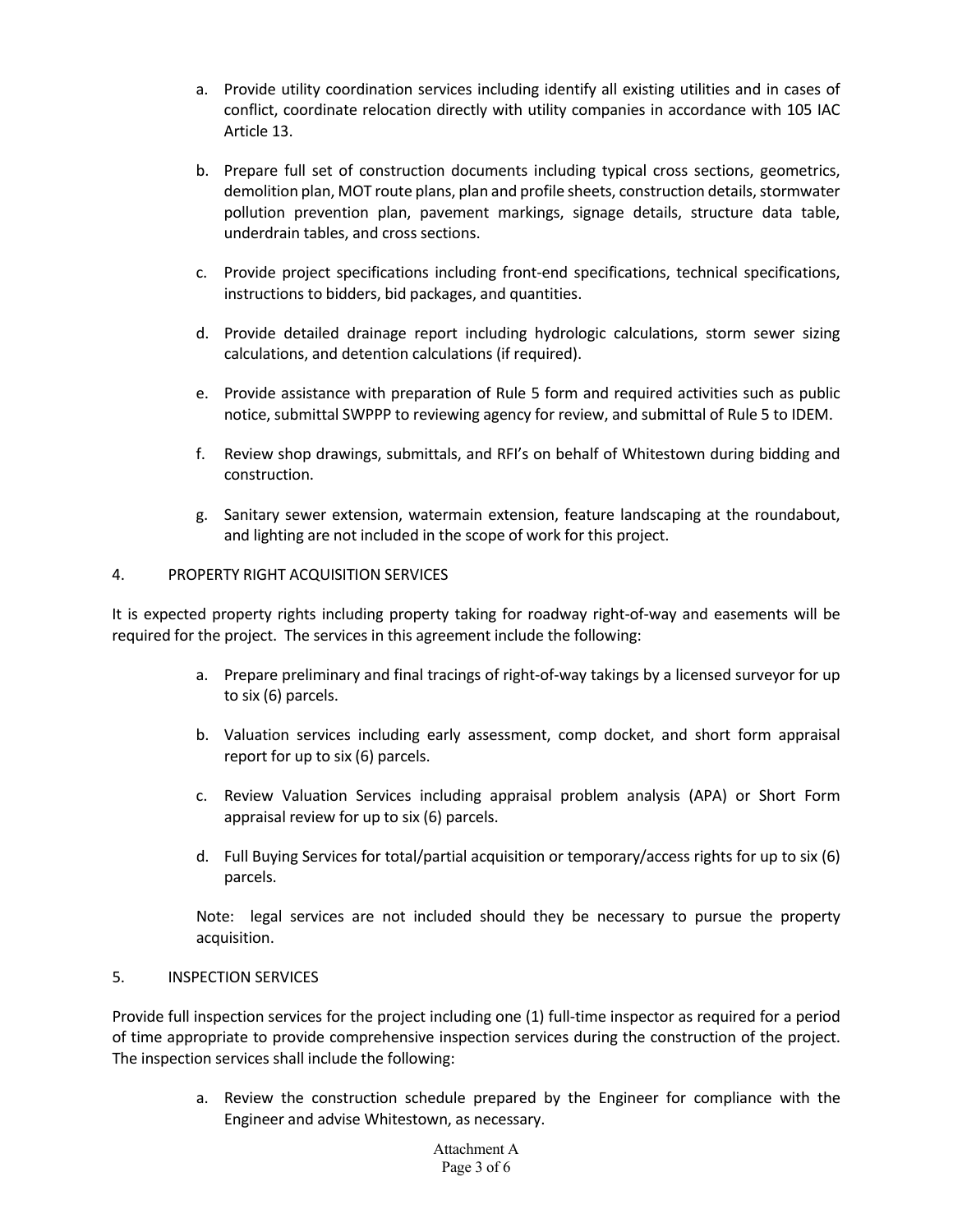a. Provide utility coordination services including identify all existing utilities and in cases of conflict, coordinate relocation directly with utility companies in accordance with 105 IAC Article 13.

b. Prepare full set of construction documents including typical cross sections, geometrics, demolition plan, MOT route plans, plan and profile sheets, construction details, stormwater pollution prevention plan, pavement markings, signage details, structure data table, underdrain tables, and cross sections.

c. Provide project specifications including front-end specifications, technical specifications, instructions to bidders, bid packages, and quantities.

d. Provide detailed drainage report including hydrologic calculations, storm sewer sizing calculations, and detention calculations (if required).

e. Provide assistance with preparation of Rule 5 form and required activities such as public notice, submittal SWPPP to reviewing agency for review, and submittal of Rule 5 to IDEM.

f. Review shop drawings, submittals, and RFI's on behalf of Whitestown during bidding and construction.

g. Sanitary sewer extension, watermain extension, feature landscaping at the roundabout, and lighting are not included in the scope of work for this project.

4. PROPERTY RIGHT ACQUISITION SERVICES

It is expected property rights including property taking for roadway right-of-way and easements will be required for the project. The services in this agreement include the following:

a. Prepare preliminary and final tracings of right-of-way takings by a licensed surveyor for up to six (6) parcels.

b. Valuation services including early assessment, comp docket, and short form appraisal report for up to six (6) parcels.

c. Review Valuation Services including appraisal problem analysis (APA) or Short Form appraisal review for up to six (6) parcels.

d. Full Buying Services for total/partial acquisition or temporary/access rights for up to six (6) parcels.

Note: legal services are not included should they be necessary to pursue the property acquisition.

5. INSPECTION SERVICES

Provide full inspection services for the project including one (1) full-time inspector as required for a period of time appropriate to provide comprehensive inspection services during the construction of the project. The inspection services shall include the following:

a. Review the construction schedule prepared by the Engineer for compliance with the Engineer and advise Whitestown, as necessary.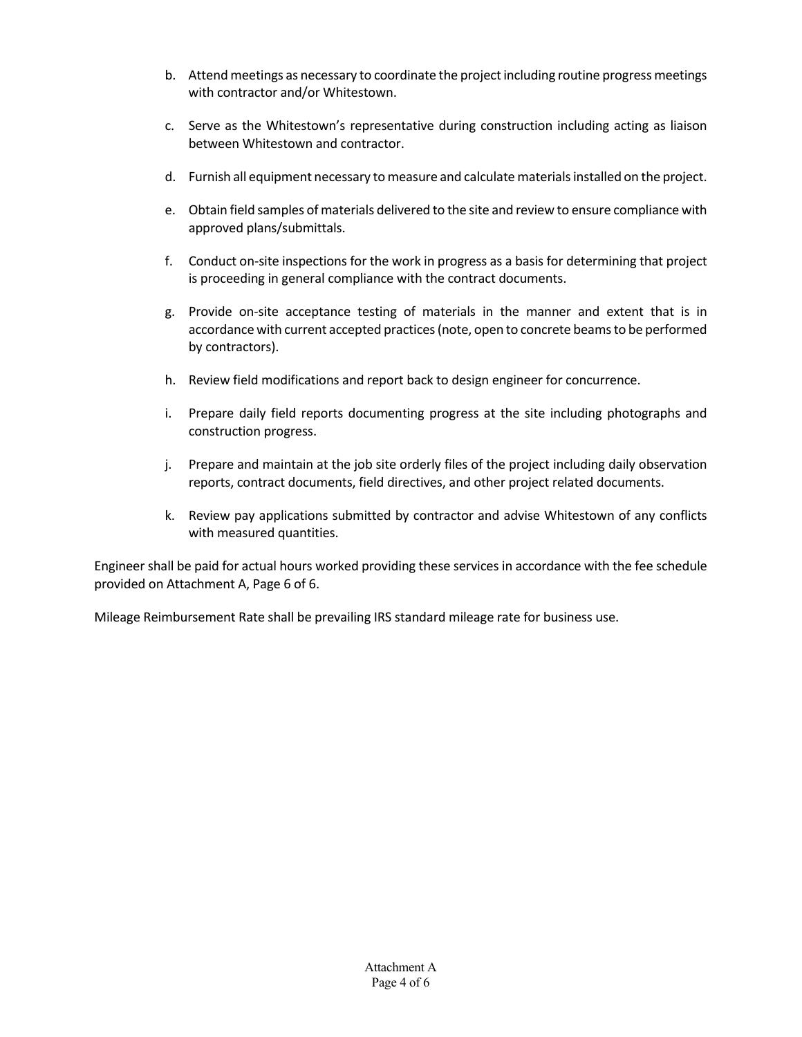b. Attend meetings as necessary to coordinate the project including routine progress meetings with contractor and/or Whitestown.

c. Serve as the Whitestown's representative during construction including acting as liaison between Whitestown and contractor.

d. Furnish all equipment necessary to measure and calculate materials installed on the project.

e. Obtain field samples of materials delivered to the site and review to ensure compliance with approved plans/submittals.

f. Conduct on-site inspections for the work in progress as a basis for determining that project is proceeding in general compliance with the contract documents.

g. Provide on-site acceptance testing of materials in the manner and extent that is in accordance with current accepted practices (note, open to concrete beams to be performed by contractors).

h. Review field modifications and report back to design engineer for concurrence.

i. Prepare daily field reports documenting progress at the site including photographs and construction progress.

j. Prepare and maintain at the job site orderly files of the project including daily observation reports, contract documents, field directives, and other project related documents.

k. Review pay applications submitted by contractor and advise Whitestown of any conflicts with measured quantities.

Engineer shall be paid for actual hours worked providing these services in accordance with the fee schedule provided on Attachment A, Page 6 of 6.

Mileage Reimbursement Rate shall be prevailing IRS standard mileage rate for business use.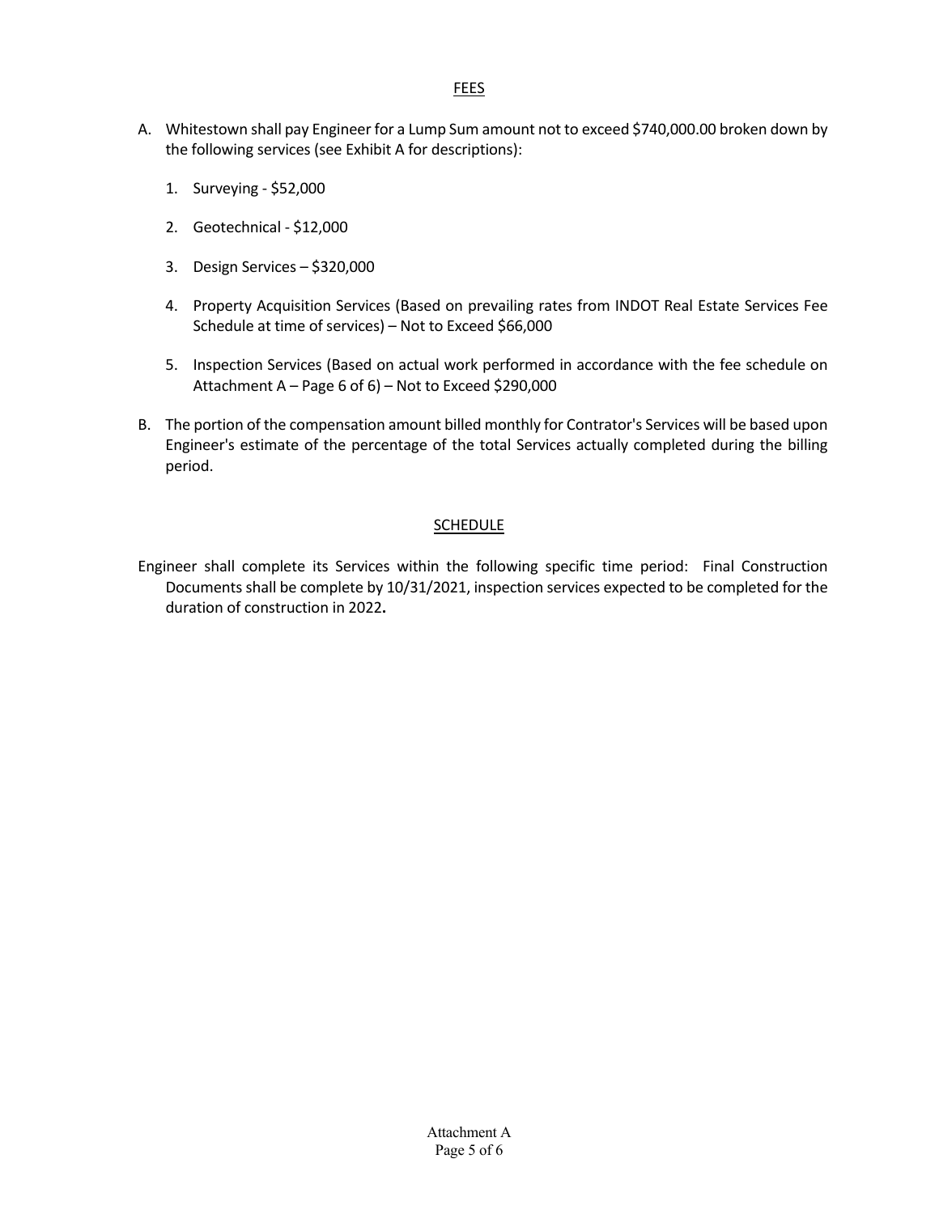## FEES

A. Whitestown shall pay Engineer for a Lump Sum amount not to exceed $740,000.00 broken down by the following services (see Exhibit A for descriptions):

   1. Surveying - $52,000

   2. Geotechnical - $12,000

   3. Design Services – $320,000

   4. Property Acquisition Services (Based on prevailing rates from INDOT Real Estate Services Fee Schedule at time of services) – Not to Exceed $66,000

   5. Inspection Services (Based on actual work performed in accordance with the fee schedule on Attachment A – Page 6 of 6) – Not to Exceed $290,000

B. The portion of the compensation amount billed monthly for Contrator's Services will be based upon Engineer's estimate of the percentage of the total Services actually completed during the billing period.

## SCHEDULE

Engineer shall complete its Services within the following specific time period: Final Construction Documents shall be complete by 10/31/2021, inspection services expected to be completed for the duration of construction in 2022**.**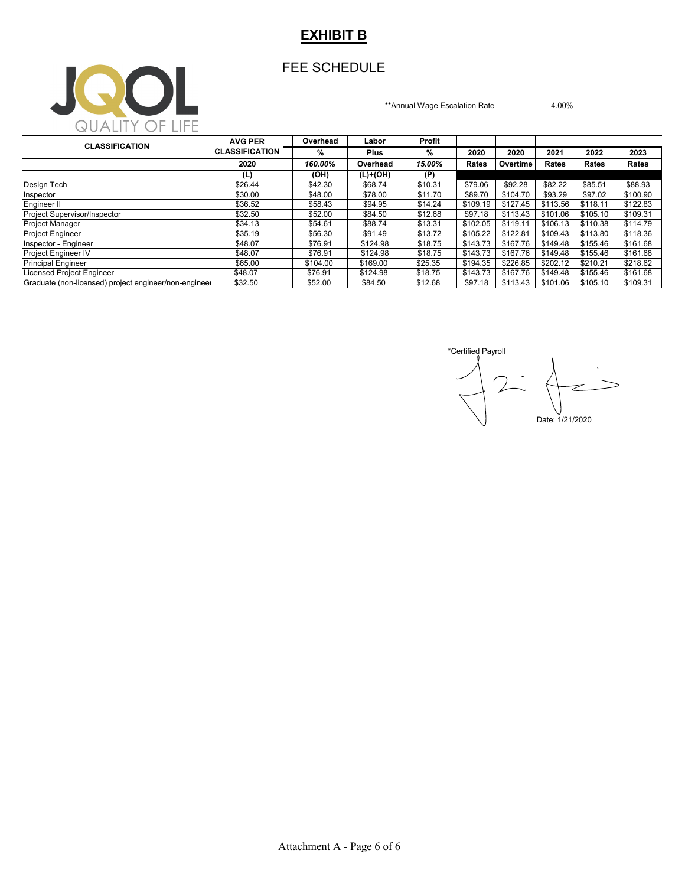# EXHIBIT B

## FEE SCHEDULE

QUALITY OF LIFE

**Annual Wage Escalation Rate 4.00%

| CLASSIFICATION | AVG PER CLASSIFICATION | Overhead % | Labor Plus | Profit % | 2020 | 2020 | 2021 | 2022 | 2023 |
|---|---|---|---|---|---|---|---|---|---|
| | 2020 | *160.00%* | Overhead | *15.00%* | Rates | Overtime | Rates | Rates | Rates |
| | (L) | (OH) | (L)+(OH) | (P) | | | | | |
| Design Tech | $26.44 | $42.30 | $68.74 | $10.31 | $79.06 | $92.28 | $82.22 | $85.51 | $88.93 |
| Inspector | $30.00 | $48.00 | $78.00 | $11.70 | $89.70 | $104.70 | $93.29 | $97.02 | $100.90 |
| Engineer II | $36.52 | $58.43 | $94.95 | $14.24 | $109.19 | $127.45 | $113.56 | $118.11 | $122.83 |
| Project Supervisor/Inspector | $32.50 | $52.00 | $84.50 | $12.68 | $97.18 | $113.43 | $101.06 | $105.10 | $109.31 |
| Project Manager | $34.13 | $54.61 | $88.74 | $13.31 | $102.05 | $119.11 | $106.13 | $110.38 | $114.79 |
| Project Engineer | $35.19 | $56.30 | $91.49 | $13.72 | $105.22 | $122.81 | $109.43 | $113.80 | $118.36 |
| Inspector - Engineer | $48.07 | $76.91 | $124.98 | $18.75 | $143.73 | $167.76 | $149.48 | $155.46 | $161.68 |
| Project Engineer IV | $48.07 | $76.91 | $124.98 | $18.75 | $143.73 | $167.76 | $149.48 | $155.46 | $161.68 |
| Principal Engineer | $65.00 | $104.00 | $169.00 | $25.35 | $194.35 | $226.85 | $202.12 | $210.21 | $218.62 |
| Licensed Project Engineer | $48.07 | $76.91 | $124.98 | $18.75 | $143.73 | $167.76 | $149.48 | $155.46 | $161.68 |
| Graduate (non-licensed) project engineer/non-enginee | $32.50 | $52.00 | $84.50 | $12.68 | $97.18 | $113.43 | $101.06 | $105.10 | $109.31 |

*Certified Payroll

Date: 1/21/2020

Attachment A - Page 6 of 6